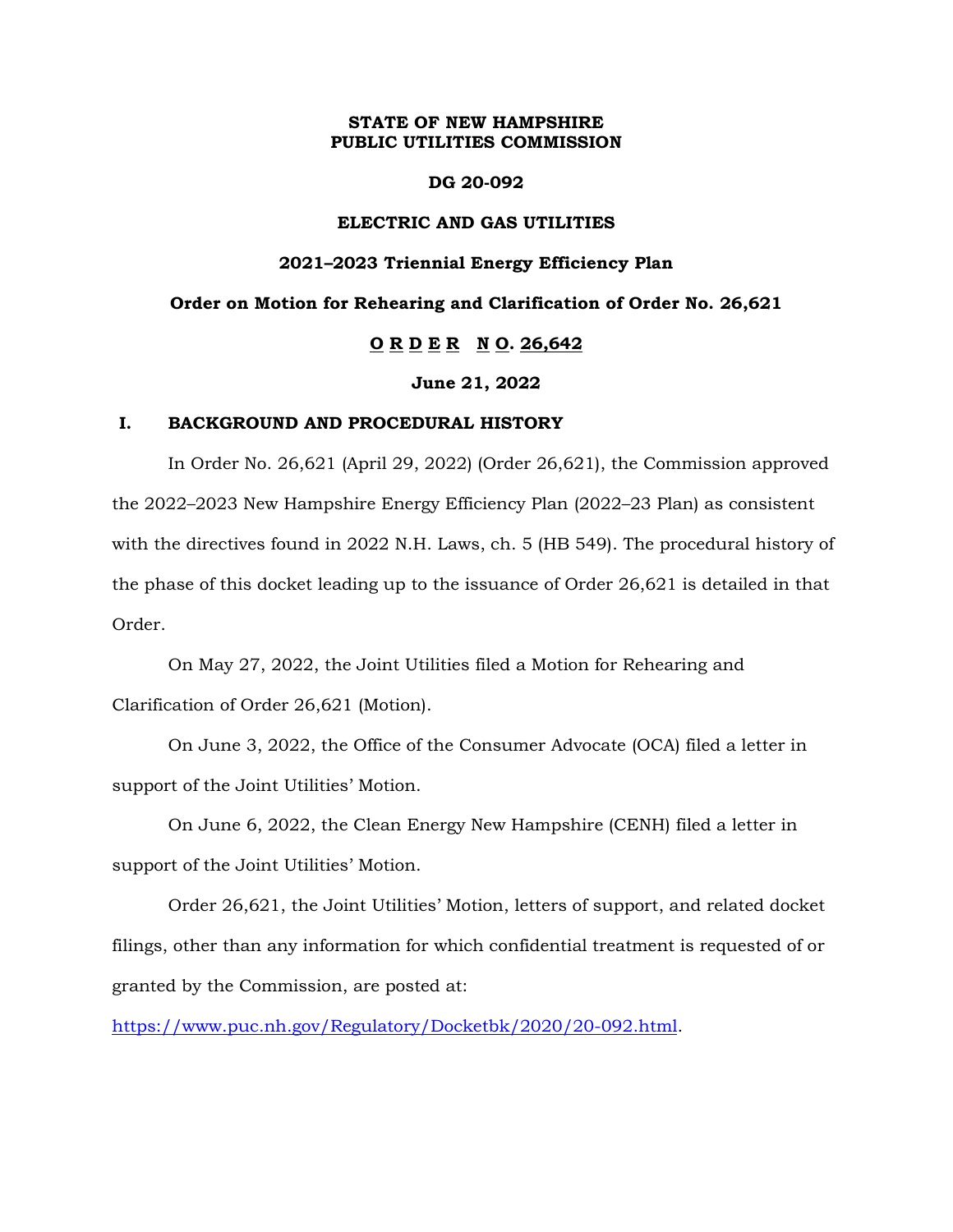**STATE OF NEW HAMPSHIRE**
**PUBLIC UTILITIES COMMISSION**

**DG 20-092**

**ELECTRIC AND GAS UTILITIES**

**2021–2023 Triennial Energy Efficiency Plan**

**Order on Motion for Rehearing and Clarification of Order No. 26,621**

**ORDER NO. 26,642**

**June 21, 2022**

## I. BACKGROUND AND PROCEDURAL HISTORY

In Order No. 26,621 (April 29, 2022) (Order 26,621), the Commission approved the 2022–2023 New Hampshire Energy Efficiency Plan (2022–23 Plan) as consistent with the directives found in 2022 N.H. Laws, ch. 5 (HB 549). The procedural history of the phase of this docket leading up to the issuance of Order 26,621 is detailed in that Order.

On May 27, 2022, the Joint Utilities filed a Motion for Rehearing and Clarification of Order 26,621 (Motion).

On June 3, 2022, the Office of the Consumer Advocate (OCA) filed a letter in support of the Joint Utilities' Motion.

On June 6, 2022, the Clean Energy New Hampshire (CENH) filed a letter in support of the Joint Utilities' Motion.

Order 26,621, the Joint Utilities' Motion, letters of support, and related docket filings, other than any information for which confidential treatment is requested of or granted by the Commission, are posted at:

https://www.puc.nh.gov/Regulatory/Docketbk/2020/20-092.html.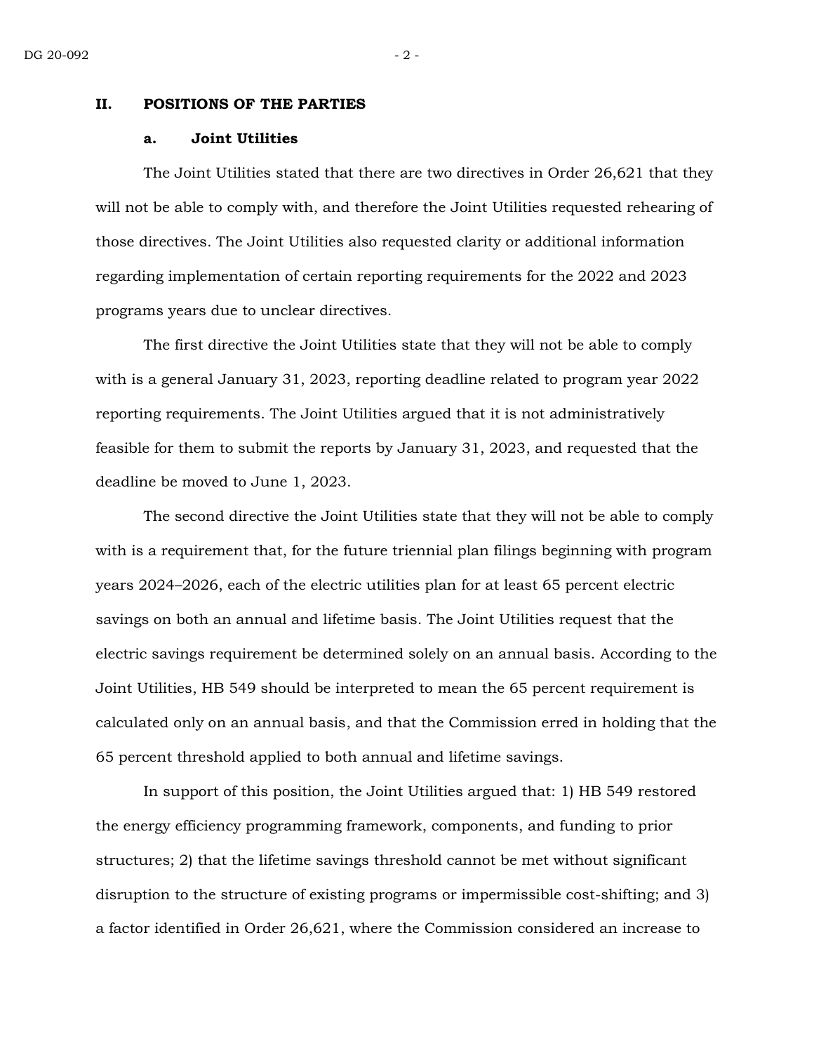## II. POSITIONS OF THE PARTIES

### a. Joint Utilities

The Joint Utilities stated that there are two directives in Order 26,621 that they will not be able to comply with, and therefore the Joint Utilities requested rehearing of those directives. The Joint Utilities also requested clarity or additional information regarding implementation of certain reporting requirements for the 2022 and 2023 programs years due to unclear directives.

The first directive the Joint Utilities state that they will not be able to comply with is a general January 31, 2023, reporting deadline related to program year 2022 reporting requirements. The Joint Utilities argued that it is not administratively feasible for them to submit the reports by January 31, 2023, and requested that the deadline be moved to June 1, 2023.

The second directive the Joint Utilities state that they will not be able to comply with is a requirement that, for the future triennial plan filings beginning with program years 2024–2026, each of the electric utilities plan for at least 65 percent electric savings on both an annual and lifetime basis. The Joint Utilities request that the electric savings requirement be determined solely on an annual basis. According to the Joint Utilities, HB 549 should be interpreted to mean the 65 percent requirement is calculated only on an annual basis, and that the Commission erred in holding that the 65 percent threshold applied to both annual and lifetime savings.

In support of this position, the Joint Utilities argued that: 1) HB 549 restored the energy efficiency programming framework, components, and funding to prior structures; 2) that the lifetime savings threshold cannot be met without significant disruption to the structure of existing programs or impermissible cost-shifting; and 3) a factor identified in Order 26,621, where the Commission considered an increase to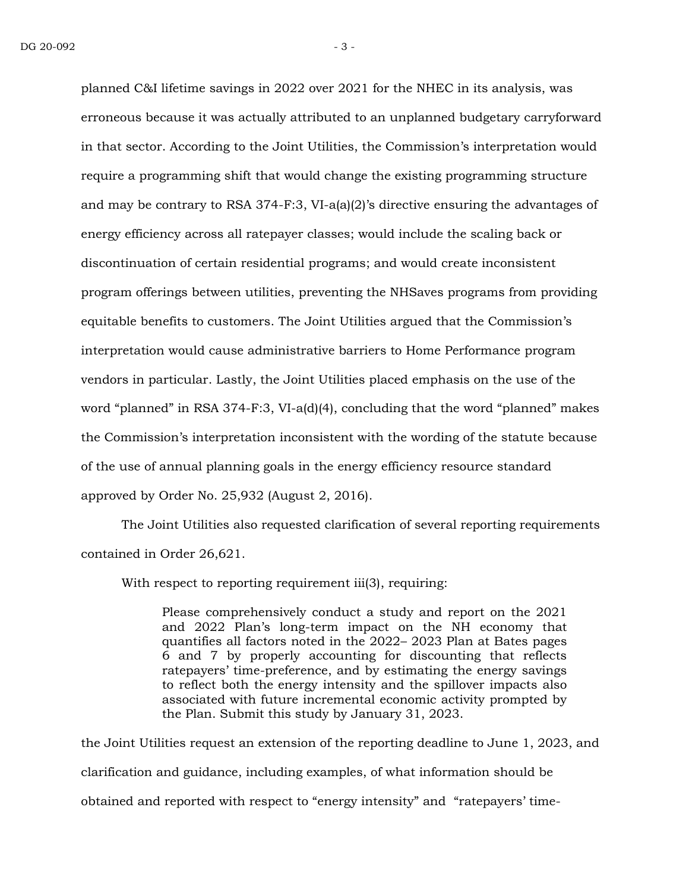planned C&I lifetime savings in 2022 over 2021 for the NHEC in its analysis, was erroneous because it was actually attributed to an unplanned budgetary carryforward in that sector. According to the Joint Utilities, the Commission's interpretation would require a programming shift that would change the existing programming structure and may be contrary to RSA 374-F:3, VI-a(a)(2)'s directive ensuring the advantages of energy efficiency across all ratepayer classes; would include the scaling back or discontinuation of certain residential programs; and would create inconsistent program offerings between utilities, preventing the NHSaves programs from providing equitable benefits to customers. The Joint Utilities argued that the Commission's interpretation would cause administrative barriers to Home Performance program vendors in particular. Lastly, the Joint Utilities placed emphasis on the use of the word "planned" in RSA 374-F:3, VI-a(d)(4), concluding that the word "planned" makes the Commission's interpretation inconsistent with the wording of the statute because of the use of annual planning goals in the energy efficiency resource standard approved by Order No. 25,932 (August 2, 2016).

The Joint Utilities also requested clarification of several reporting requirements contained in Order 26,621.

With respect to reporting requirement iii(3), requiring:

> Please comprehensively conduct a study and report on the 2021 and 2022 Plan's long-term impact on the NH economy that quantifies all factors noted in the 2022– 2023 Plan at Bates pages 6 and 7 by properly accounting for discounting that reflects ratepayers' time-preference, and by estimating the energy savings to reflect both the energy intensity and the spillover impacts also associated with future incremental economic activity prompted by the Plan. Submit this study by January 31, 2023.

the Joint Utilities request an extension of the reporting deadline to June 1, 2023, and clarification and guidance, including examples, of what information should be obtained and reported with respect to "energy intensity" and "ratepayers' time-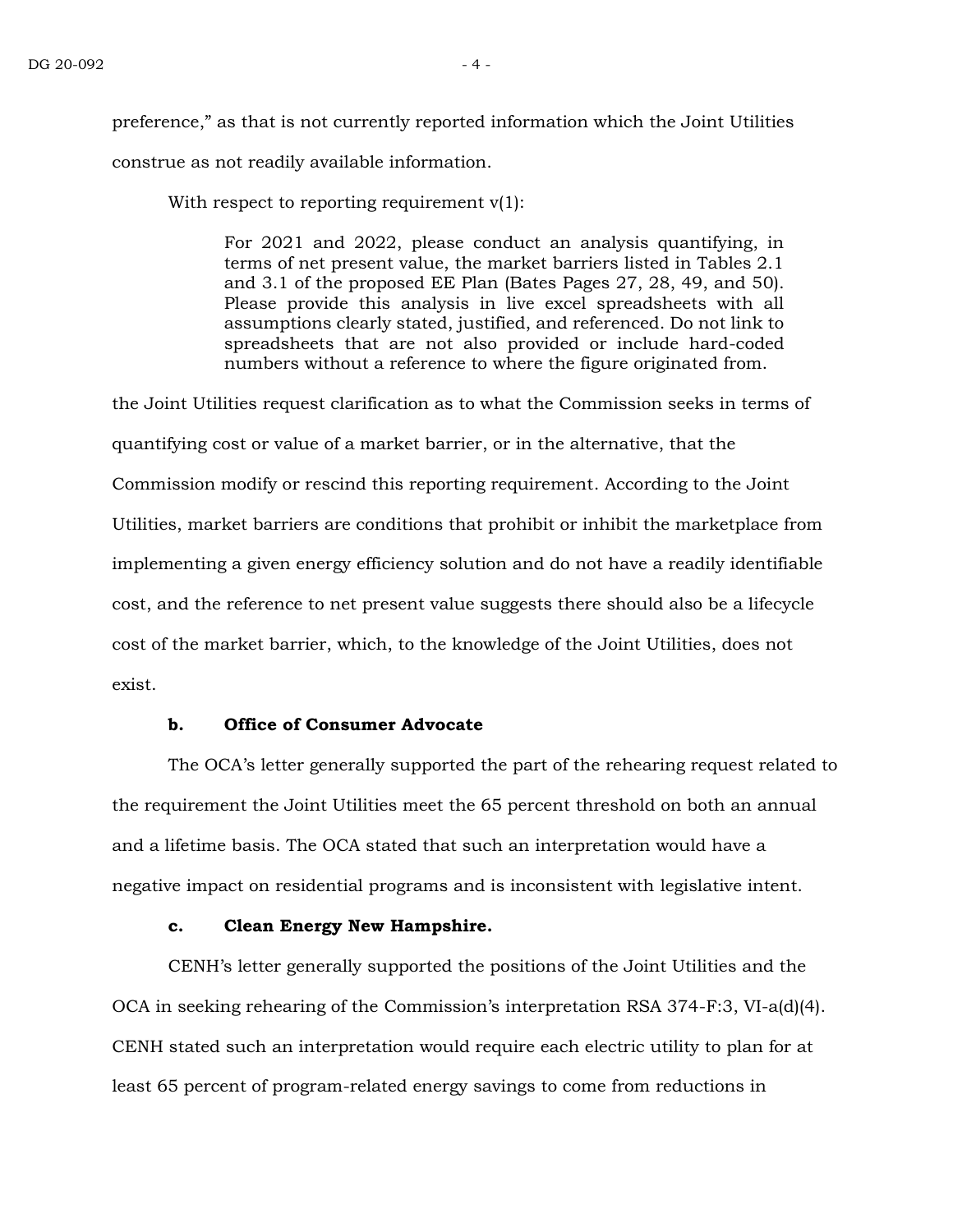preference," as that is not currently reported information which the Joint Utilities construe as not readily available information.

With respect to reporting requirement v(1):

> For 2021 and 2022, please conduct an analysis quantifying, in terms of net present value, the market barriers listed in Tables 2.1 and 3.1 of the proposed EE Plan (Bates Pages 27, 28, 49, and 50). Please provide this analysis in live excel spreadsheets with all assumptions clearly stated, justified, and referenced. Do not link to spreadsheets that are not also provided or include hard-coded numbers without a reference to where the figure originated from.

the Joint Utilities request clarification as to what the Commission seeks in terms of quantifying cost or value of a market barrier, or in the alternative, that the Commission modify or rescind this reporting requirement. According to the Joint Utilities, market barriers are conditions that prohibit or inhibit the marketplace from implementing a given energy efficiency solution and do not have a readily identifiable cost, and the reference to net present value suggests there should also be a lifecycle cost of the market barrier, which, to the knowledge of the Joint Utilities, does not exist.

**b. Office of Consumer Advocate**

The OCA's letter generally supported the part of the rehearing request related to the requirement the Joint Utilities meet the 65 percent threshold on both an annual and a lifetime basis. The OCA stated that such an interpretation would have a negative impact on residential programs and is inconsistent with legislative intent.

**c. Clean Energy New Hampshire.**

CENH's letter generally supported the positions of the Joint Utilities and the OCA in seeking rehearing of the Commission's interpretation RSA 374-F:3, VI-a(d)(4). CENH stated such an interpretation would require each electric utility to plan for at least 65 percent of program-related energy savings to come from reductions in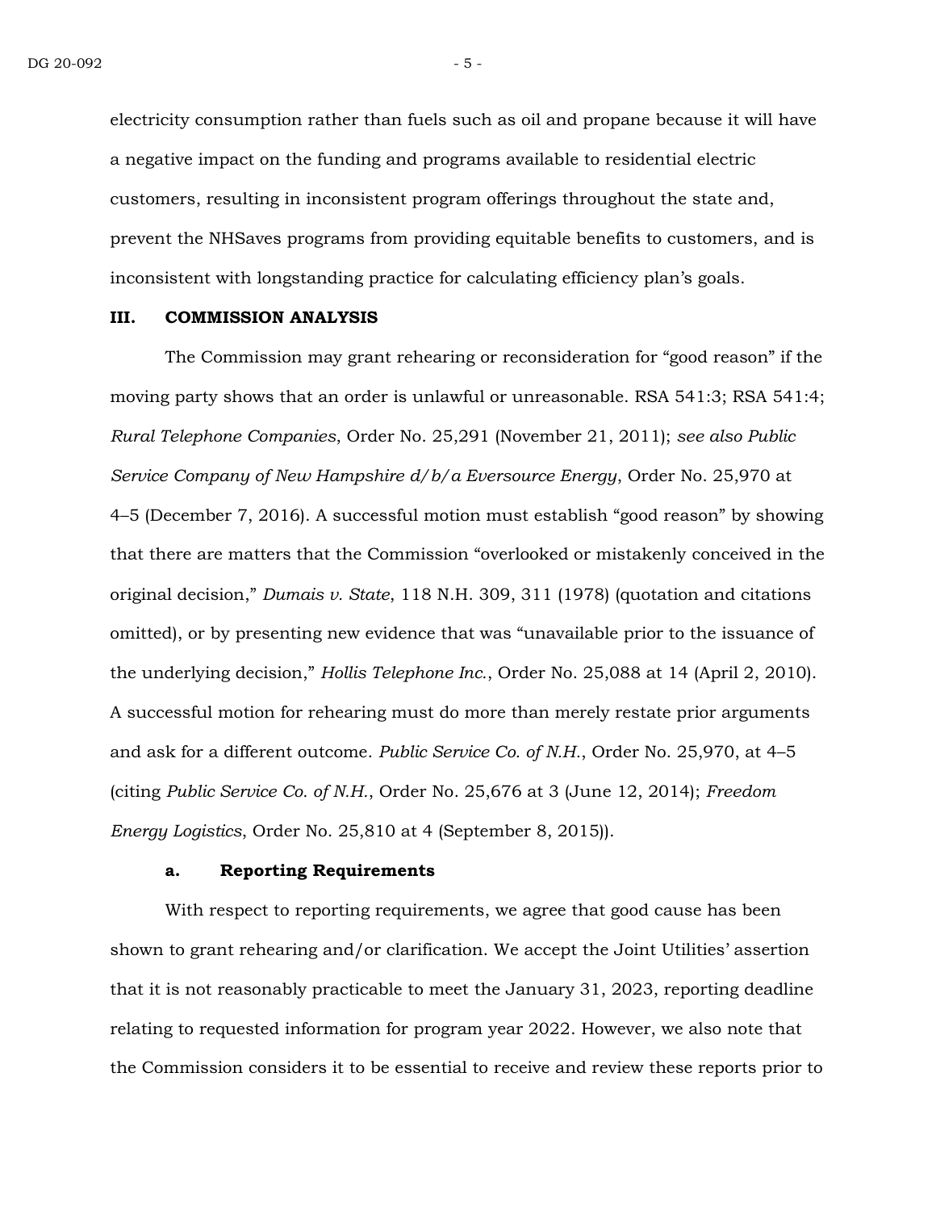electricity consumption rather than fuels such as oil and propane because it will have a negative impact on the funding and programs available to residential electric customers, resulting in inconsistent program offerings throughout the state and, prevent the NHSaves programs from providing equitable benefits to customers, and is inconsistent with longstanding practice for calculating efficiency plan's goals.

## III. COMMISSION ANALYSIS

The Commission may grant rehearing or reconsideration for "good reason" if the moving party shows that an order is unlawful or unreasonable. RSA 541:3; RSA 541:4; *Rural Telephone Companies*, Order No. 25,291 (November 21, 2011); *see also Public Service Company of New Hampshire d/b/a Eversource Energy*, Order No. 25,970 at 4–5 (December 7, 2016). A successful motion must establish "good reason" by showing that there are matters that the Commission "overlooked or mistakenly conceived in the original decision," *Dumais v. State*, 118 N.H. 309, 311 (1978) (quotation and citations omitted), or by presenting new evidence that was "unavailable prior to the issuance of the underlying decision," *Hollis Telephone Inc.*, Order No. 25,088 at 14 (April 2, 2010). A successful motion for rehearing must do more than merely restate prior arguments and ask for a different outcome. *Public Service Co. of N.H.*, Order No. 25,970, at 4–5 (citing *Public Service Co. of N.H.*, Order No. 25,676 at 3 (June 12, 2014); *Freedom Energy Logistics*, Order No. 25,810 at 4 (September 8, 2015)).

### a. Reporting Requirements

With respect to reporting requirements, we agree that good cause has been shown to grant rehearing and/or clarification. We accept the Joint Utilities' assertion that it is not reasonably practicable to meet the January 31, 2023, reporting deadline relating to requested information for program year 2022. However, we also note that the Commission considers it to be essential to receive and review these reports prior to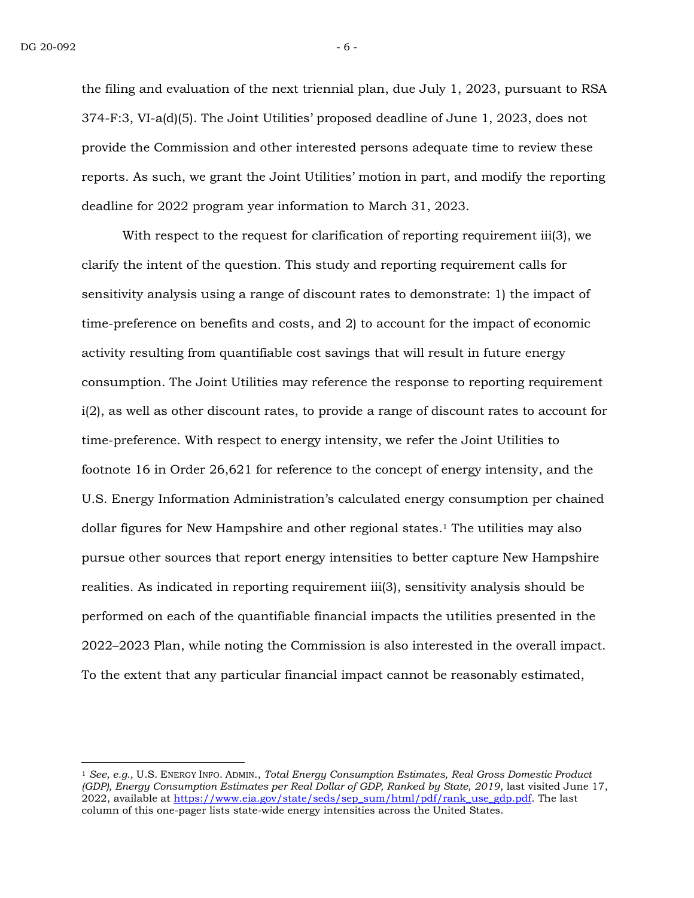the filing and evaluation of the next triennial plan, due July 1, 2023, pursuant to RSA 374-F:3, VI-a(d)(5). The Joint Utilities' proposed deadline of June 1, 2023, does not provide the Commission and other interested persons adequate time to review these reports. As such, we grant the Joint Utilities' motion in part, and modify the reporting deadline for 2022 program year information to March 31, 2023.

With respect to the request for clarification of reporting requirement iii(3), we clarify the intent of the question. This study and reporting requirement calls for sensitivity analysis using a range of discount rates to demonstrate: 1) the impact of time-preference on benefits and costs, and 2) to account for the impact of economic activity resulting from quantifiable cost savings that will result in future energy consumption. The Joint Utilities may reference the response to reporting requirement i(2), as well as other discount rates, to provide a range of discount rates to account for time-preference. With respect to energy intensity, we refer the Joint Utilities to footnote 16 in Order 26,621 for reference to the concept of energy intensity, and the U.S. Energy Information Administration's calculated energy consumption per chained dollar figures for New Hampshire and other regional states.[1] The utilities may also pursue other sources that report energy intensities to better capture New Hampshire realities. As indicated in reporting requirement iii(3), sensitivity analysis should be performed on each of the quantifiable financial impacts the utilities presented in the 2022–2023 Plan, while noting the Commission is also interested in the overall impact. To the extent that any particular financial impact cannot be reasonably estimated,

---

[1] *See, e.g.,* U.S. ENERGY INFO. ADMIN., *Total Energy Consumption Estimates, Real Gross Domestic Product (GDP), Energy Consumption Estimates per Real Dollar of GDP, Ranked by State, 2019*, last visited June 17, 2022, available at https://www.eia.gov/state/seds/sep_sum/html/pdf/rank_use_gdp.pdf. The last column of this one-pager lists state-wide energy intensities across the United States.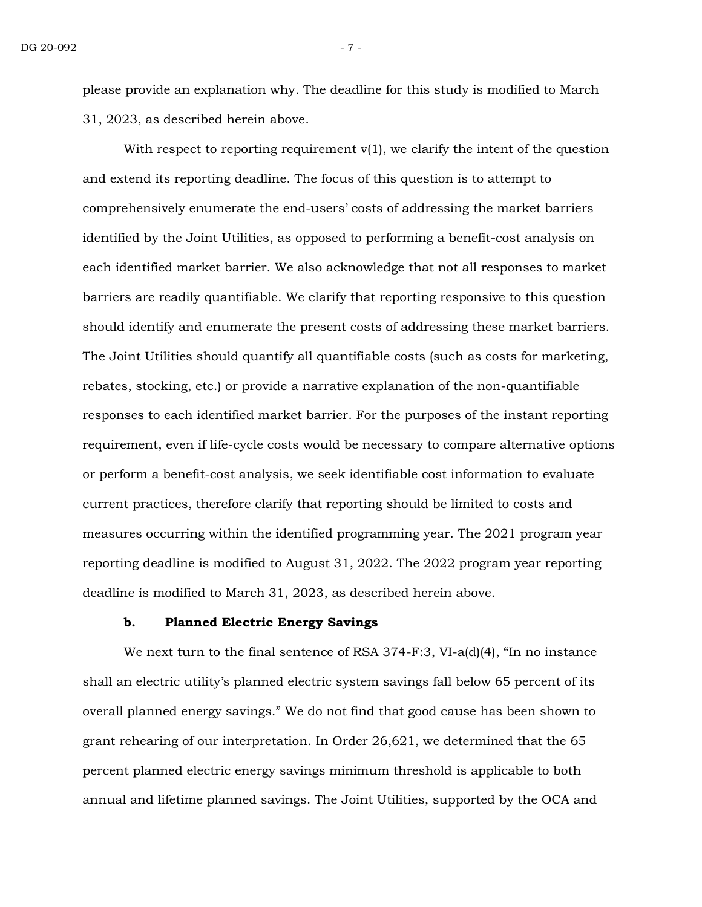please provide an explanation why. The deadline for this study is modified to March 31, 2023, as described herein above.

With respect to reporting requirement v(1), we clarify the intent of the question and extend its reporting deadline. The focus of this question is to attempt to comprehensively enumerate the end-users' costs of addressing the market barriers identified by the Joint Utilities, as opposed to performing a benefit-cost analysis on each identified market barrier. We also acknowledge that not all responses to market barriers are readily quantifiable. We clarify that reporting responsive to this question should identify and enumerate the present costs of addressing these market barriers. The Joint Utilities should quantify all quantifiable costs (such as costs for marketing, rebates, stocking, etc.) or provide a narrative explanation of the non-quantifiable responses to each identified market barrier. For the purposes of the instant reporting requirement, even if life-cycle costs would be necessary to compare alternative options or perform a benefit-cost analysis, we seek identifiable cost information to evaluate current practices, therefore clarify that reporting should be limited to costs and measures occurring within the identified programming year. The 2021 program year reporting deadline is modified to August 31, 2022. The 2022 program year reporting deadline is modified to March 31, 2023, as described herein above.

**b. Planned Electric Energy Savings**

We next turn to the final sentence of RSA 374-F:3, VI-a(d)(4), "In no instance shall an electric utility's planned electric system savings fall below 65 percent of its overall planned energy savings." We do not find that good cause has been shown to grant rehearing of our interpretation. In Order 26,621, we determined that the 65 percent planned electric energy savings minimum threshold is applicable to both annual and lifetime planned savings. The Joint Utilities, supported by the OCA and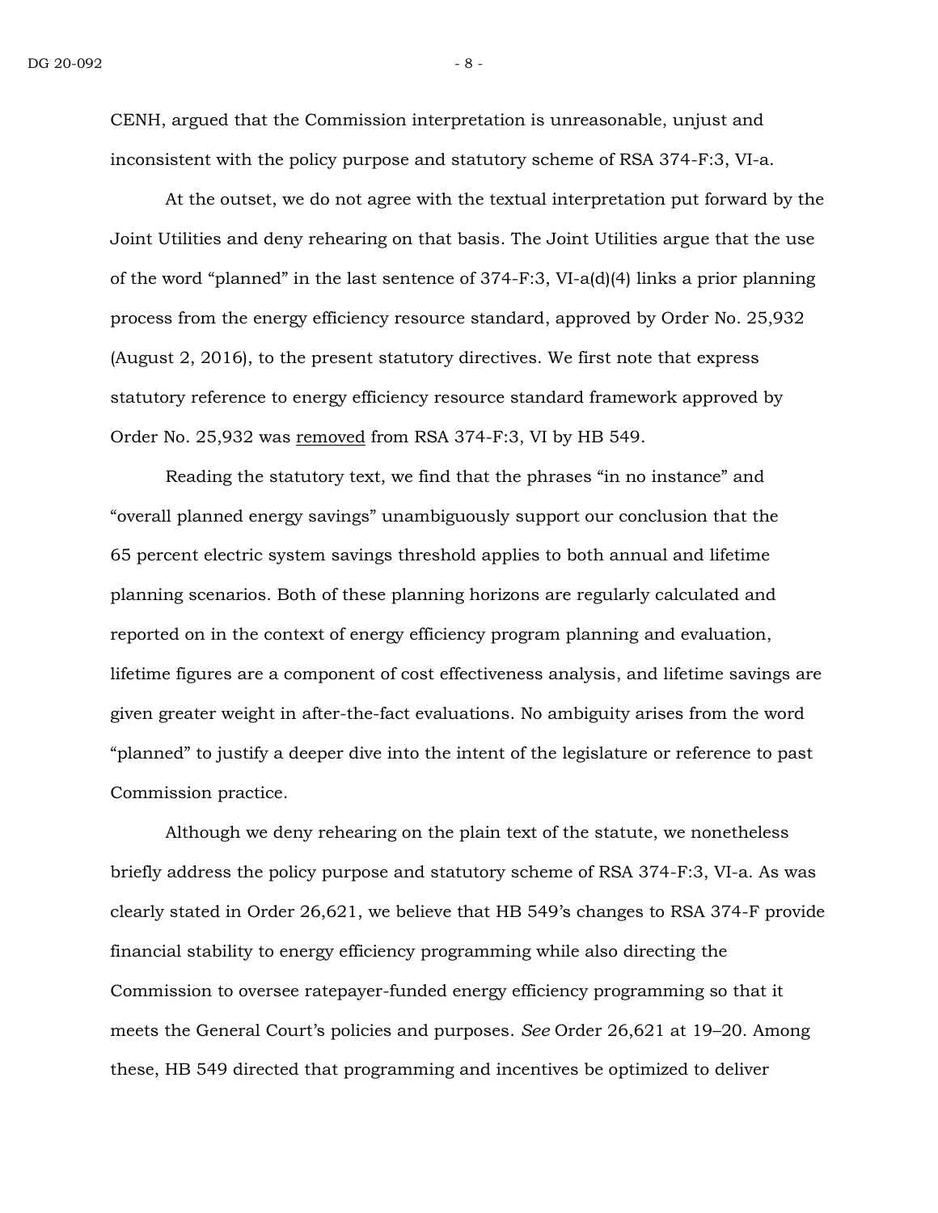CENH, argued that the Commission interpretation is unreasonable, unjust and inconsistent with the policy purpose and statutory scheme of RSA 374-F:3, VI-a.

At the outset, we do not agree with the textual interpretation put forward by the Joint Utilities and deny rehearing on that basis. The Joint Utilities argue that the use of the word "planned" in the last sentence of 374-F:3, VI-a(d)(4) links a prior planning process from the energy efficiency resource standard, approved by Order No. 25,932 (August 2, 2016), to the present statutory directives. We first note that express statutory reference to energy efficiency resource standard framework approved by Order No. 25,932 was removed from RSA 374-F:3, VI by HB 549.

Reading the statutory text, we find that the phrases "in no instance" and "overall planned energy savings" unambiguously support our conclusion that the 65 percent electric system savings threshold applies to both annual and lifetime planning scenarios. Both of these planning horizons are regularly calculated and reported on in the context of energy efficiency program planning and evaluation, lifetime figures are a component of cost effectiveness analysis, and lifetime savings are given greater weight in after-the-fact evaluations. No ambiguity arises from the word "planned" to justify a deeper dive into the intent of the legislature or reference to past Commission practice.

Although we deny rehearing on the plain text of the statute, we nonetheless briefly address the policy purpose and statutory scheme of RSA 374-F:3, VI-a. As was clearly stated in Order 26,621, we believe that HB 549's changes to RSA 374-F provide financial stability to energy efficiency programming while also directing the Commission to oversee ratepayer-funded energy efficiency programming so that it meets the General Court's policies and purposes. *See* Order 26,621 at 19–20. Among these, HB 549 directed that programming and incentives be optimized to deliver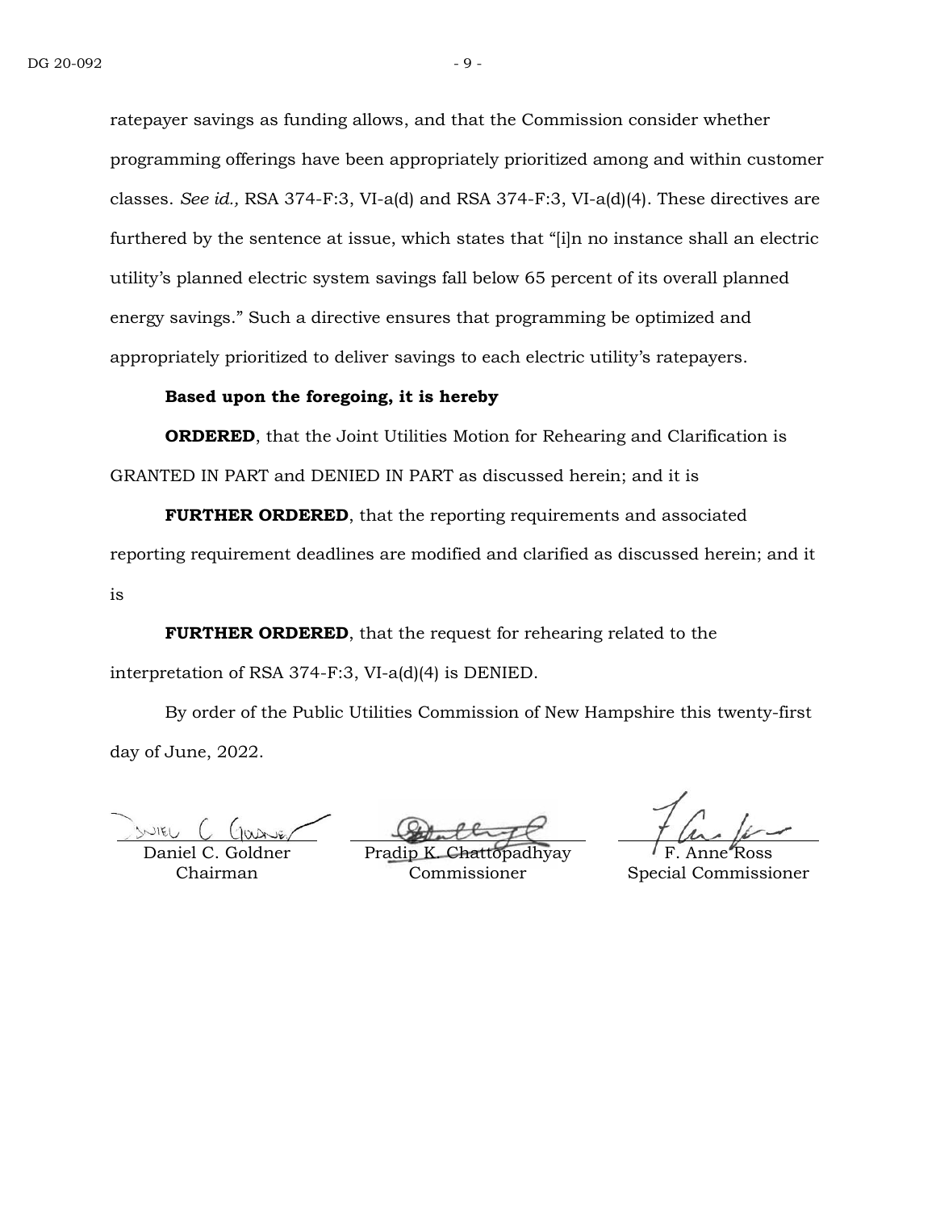ratepayer savings as funding allows, and that the Commission consider whether programming offerings have been appropriately prioritized among and within customer classes. *See id.,* RSA 374-F:3, VI-a(d) and RSA 374-F:3, VI-a(d)(4). These directives are furthered by the sentence at issue, which states that "[i]n no instance shall an electric utility's planned electric system savings fall below 65 percent of its overall planned energy savings." Such a directive ensures that programming be optimized and appropriately prioritized to deliver savings to each electric utility's ratepayers.

**Based upon the foregoing, it is hereby**

**ORDERED**, that the Joint Utilities Motion for Rehearing and Clarification is GRANTED IN PART and DENIED IN PART as discussed herein; and it is

**FURTHER ORDERED**, that the reporting requirements and associated reporting requirement deadlines are modified and clarified as discussed herein; and it is

**FURTHER ORDERED**, that the request for rehearing related to the interpretation of RSA 374-F:3, VI-a(d)(4) is DENIED.

By order of the Public Utilities Commission of New Hampshire this twenty-first day of June, 2022.

| Daniel C. Goldner<br>Chairman | Pradip K. Chattopadhyay<br>Commissioner | F. Anne Ross<br>Special Commissioner |
|---|---|---|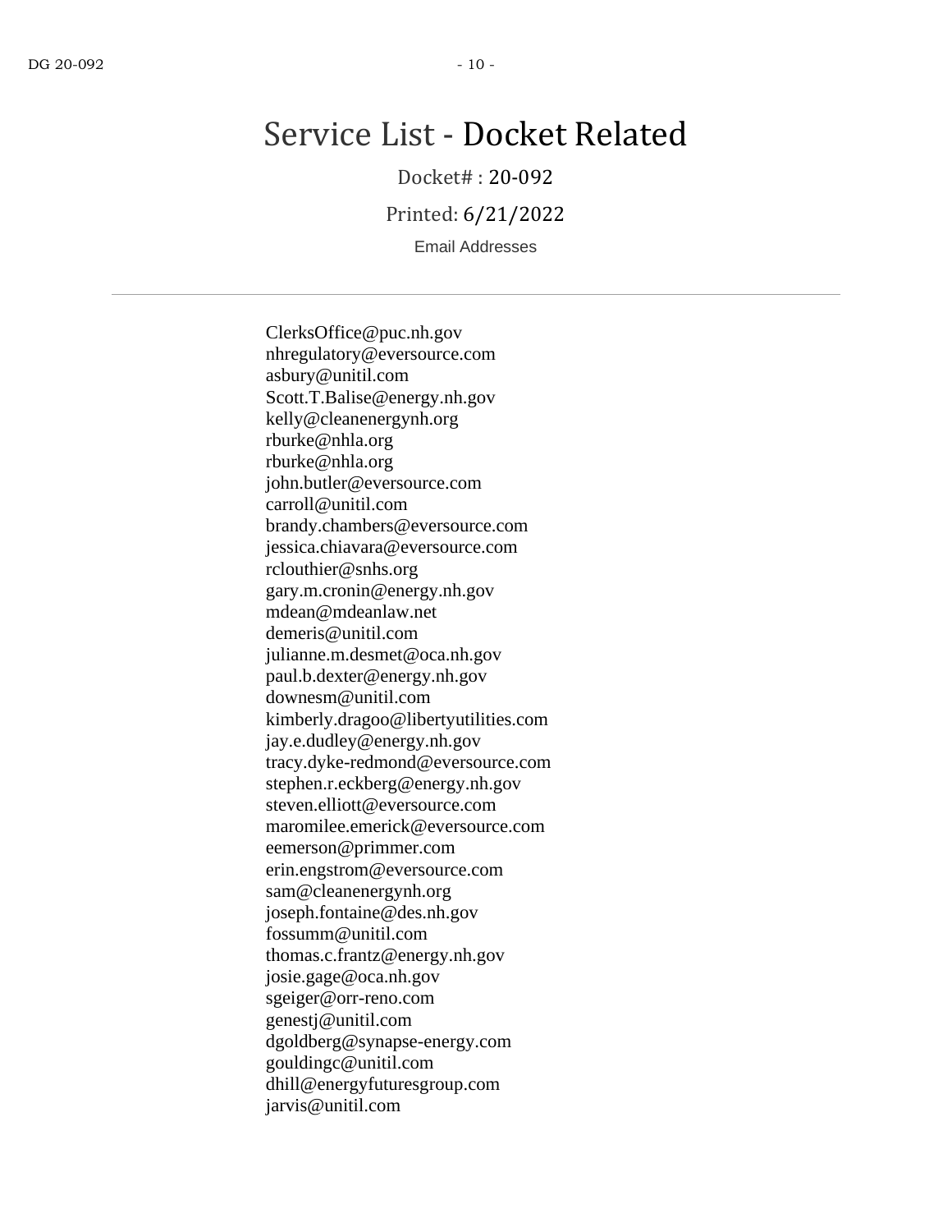# Service List - Docket Related

Docket# : 20-092

Printed: 6/21/2022

Email Addresses

---

ClerksOffice@puc.nh.gov
nhregulatory@eversource.com
asbury@unitil.com
Scott.T.Balise@energy.nh.gov
kelly@cleanenergynh.org
rburke@nhla.org
rburke@nhla.org
john.butler@eversource.com
carroll@unitil.com
brandy.chambers@eversource.com
jessica.chiavara@eversource.com
rclouthier@snhs.org
gary.m.cronin@energy.nh.gov
mdean@mdeanlaw.net
demeris@unitil.com
julianne.m.desmet@oca.nh.gov
paul.b.dexter@energy.nh.gov
downesm@unitil.com
kimberly.dragoo@libertyutilities.com
jay.e.dudley@energy.nh.gov
tracy.dyke-redmond@eversource.com
stephen.r.eckberg@energy.nh.gov
steven.elliott@eversource.com
maromilee.emerick@eversource.com
eemerson@primmer.com
erin.engstrom@eversource.com
sam@cleanenergynh.org
joseph.fontaine@des.nh.gov
fossumm@unitil.com
thomas.c.frantz@energy.nh.gov
josie.gage@oca.nh.gov
sgeiger@orr-reno.com
genestj@unitil.com
dgoldberg@synapse-energy.com
gouldingc@unitil.com
dhill@energyfuturesgroup.com
jarvis@unitil.com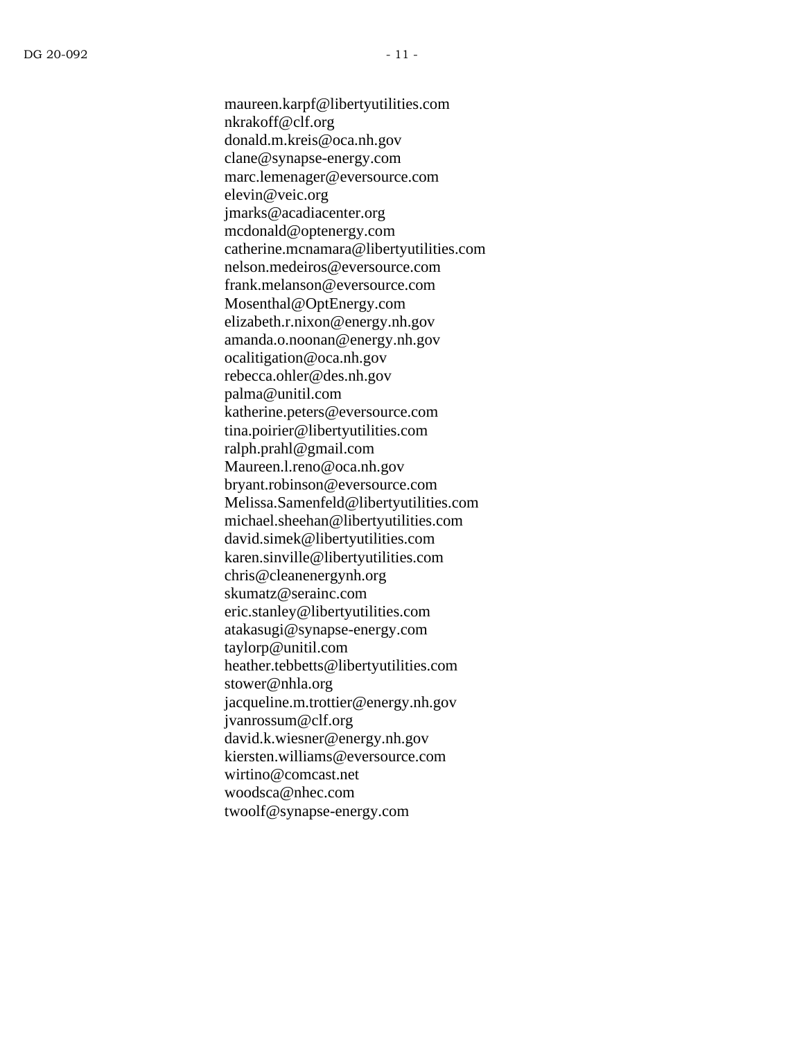maureen.karpf@libertyutilities.com
nkrakoff@clf.org
donald.m.kreis@oca.nh.gov
clane@synapse-energy.com
marc.lemenager@eversource.com
elevin@veic.org
jmarks@acadiacenter.org
mcdonald@optenergy.com
catherine.mcnamara@libertyutilities.com
nelson.medeiros@eversource.com
frank.melanson@eversource.com
Mosenthal@OptEnergy.com
elizabeth.r.nixon@energy.nh.gov
amanda.o.noonan@energy.nh.gov
ocalitigation@oca.nh.gov
rebecca.ohler@des.nh.gov
palma@unitil.com
katherine.peters@eversource.com
tina.poirier@libertyutilities.com
ralph.prahl@gmail.com
Maureen.l.reno@oca.nh.gov
bryant.robinson@eversource.com
Melissa.Samenfeld@libertyutilities.com
michael.sheehan@libertyutilities.com
david.simek@libertyutilities.com
karen.sinville@libertyutilities.com
chris@cleanenergynh.org
skumatz@serainc.com
eric.stanley@libertyutilities.com
atakasugi@synapse-energy.com
taylorp@unitil.com
heather.tebbetts@libertyutilities.com
stower@nhla.org
jacqueline.m.trottier@energy.nh.gov
jvanrossum@clf.org
david.k.wiesner@energy.nh.gov
kiersten.williams@eversource.com
wirtino@comcast.net
woodsca@nhec.com
twoolf@synapse-energy.com